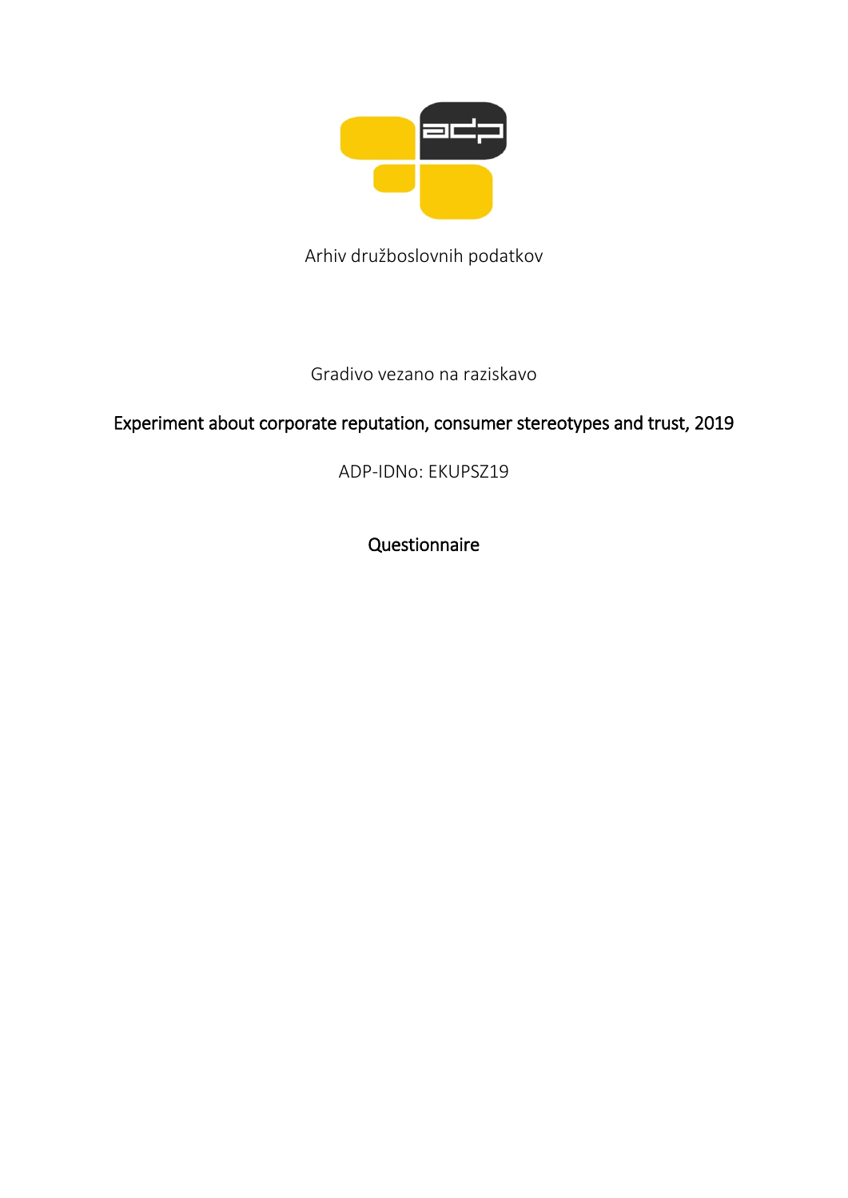Arhiv družboslovnih podatkov

Gradivo vezano na raziskavo

# Experiment about corporate reputation, consumer stereotypes and trust, 2019

ADP-IDNo: EKUPSZ19

## Questionnaire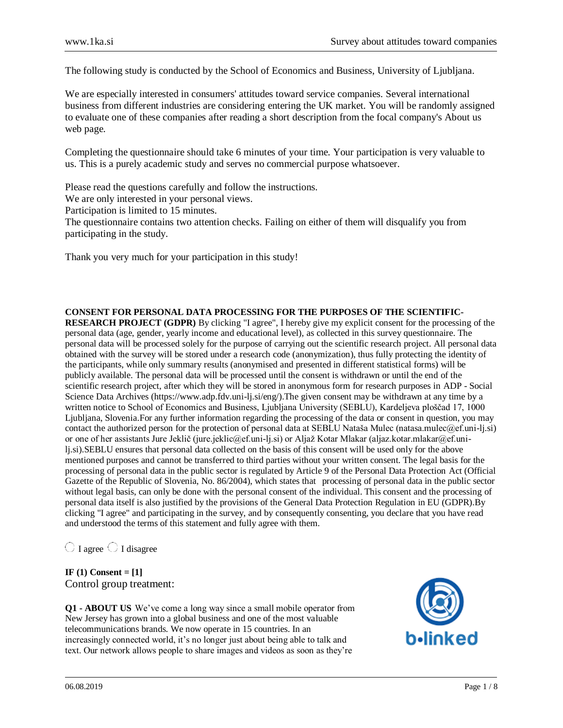The following study is conducted by the School of Economics and Business, University of Ljubljana.

We are especially interested in consumers' attitudes toward service companies. Several international business from different industries are considering entering the UK market. You will be randomly assigned to evaluate one of these companies after reading a short description from the focal company's About us web page.

Completing the questionnaire should take 6 minutes of your time. Your participation is very valuable to us. This is a purely academic study and serves no commercial purpose whatsoever.

Please read the questions carefully and follow the instructions.
We are only interested in your personal views.
Participation is limited to 15 minutes.
The questionnaire contains two attention checks. Failing on either of them will disqualify you from participating in the study.

Thank you very much for your participation in this study!

**CONSENT FOR PERSONAL DATA PROCESSING FOR THE PURPOSES OF THE SCIENTIFIC-RESEARCH PROJECT (GDPR)** By clicking "I agree", I hereby give my explicit consent for the processing of the personal data (age, gender, yearly income and educational level), as collected in this survey questionnaire. The personal data will be processed solely for the purpose of carrying out the scientific research project. All personal data obtained with the survey will be stored under a research code (anonymization), thus fully protecting the identity of the participants, while only summary results (anonymised and presented in different statistical forms) will be publicly available. The personal data will be processed until the consent is withdrawn or until the end of the scientific research project, after which they will be stored in anonymous form for research purposes in ADP - Social Science Data Archives (https://www.adp.fdv.uni-lj.si/eng/).The given consent may be withdrawn at any time by a written notice to School of Economics and Business, Ljubljana University (SEBLU), Kardeljeva ploščad 17, 1000 Ljubljana, Slovenia.For any further information regarding the processing of the data or consent in question, you may contact the authorized person for the protection of personal data at SEBLU Nataša Mulec (natasa.mulec@ef.uni-lj.si) or one of her assistants Jure Jeklič (jure.jeklic@ef.uni-lj.si) or Aljaž Kotar Mlakar (aljaz.kotar.mlakar@ef.uni-lj.si).SEBLU ensures that personal data collected on the basis of this consent will be used only for the above mentioned purposes and cannot be transferred to third parties without your written consent. The legal basis for the processing of personal data in the public sector is regulated by Article 9 of the Personal Data Protection Act (Official Gazette of the Republic of Slovenia, No. 86/2004), which states that processing of personal data in the public sector without legal basis, can only be done with the personal consent of the individual. This consent and the processing of personal data itself is also justified by the provisions of the General Data Protection Regulation in EU (GDPR).By clicking "I agree" and participating in the survey, and by consequently consenting, you declare that you have read and understood the terms of this statement and fully agree with them.

○ I agree ○ I disagree

**IF (1) Consent = [1]**
Control group treatment:

**Q1 - ABOUT US** We've come a long way since a small mobile operator from New Jersey has grown into a global business and one of the most valuable telecommunications brands. We now operate in 15 countries. In an increasingly connected world, it's no longer just about being able to talk and text. Our network allows people to share images and videos as soon as they're

b•linked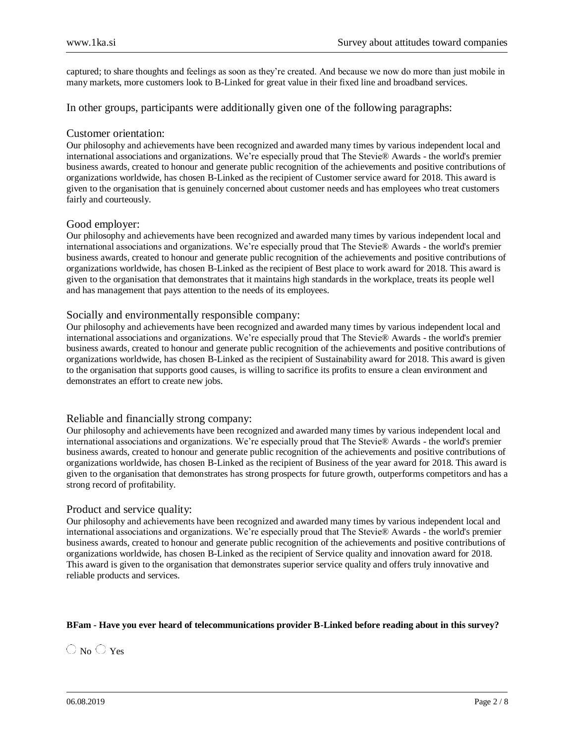captured; to share thoughts and feelings as soon as they're created. And because we now do more than just mobile in many markets, more customers look to B-Linked for great value in their fixed line and broadband services.

In other groups, participants were additionally given one of the following paragraphs:

### Customer orientation:

Our philosophy and achievements have been recognized and awarded many times by various independent local and international associations and organizations. We're especially proud that The Stevie® Awards - the world's premier business awards, created to honour and generate public recognition of the achievements and positive contributions of organizations worldwide, has chosen B-Linked as the recipient of Customer service award for 2018. This award is given to the organisation that is genuinely concerned about customer needs and has employees who treat customers fairly and courteously.

### Good employer:

Our philosophy and achievements have been recognized and awarded many times by various independent local and international associations and organizations. We're especially proud that The Stevie® Awards - the world's premier business awards, created to honour and generate public recognition of the achievements and positive contributions of organizations worldwide, has chosen B-Linked as the recipient of Best place to work award for 2018. This award is given to the organisation that demonstrates that it maintains high standards in the workplace, treats its people well and has management that pays attention to the needs of its employees.

### Socially and environmentally responsible company:

Our philosophy and achievements have been recognized and awarded many times by various independent local and international associations and organizations. We're especially proud that The Stevie® Awards - the world's premier business awards, created to honour and generate public recognition of the achievements and positive contributions of organizations worldwide, has chosen B-Linked as the recipient of Sustainability award for 2018. This award is given to the organisation that supports good causes, is willing to sacrifice its profits to ensure a clean environment and demonstrates an effort to create new jobs.

### Reliable and financially strong company:

Our philosophy and achievements have been recognized and awarded many times by various independent local and international associations and organizations. We're especially proud that The Stevie® Awards - the world's premier business awards, created to honour and generate public recognition of the achievements and positive contributions of organizations worldwide, has chosen B-Linked as the recipient of Business of the year award for 2018. This award is given to the organisation that demonstrates has strong prospects for future growth, outperforms competitors and has a strong record of profitability.

### Product and service quality:

Our philosophy and achievements have been recognized and awarded many times by various independent local and international associations and organizations. We're especially proud that The Stevie® Awards - the world's premier business awards, created to honour and generate public recognition of the achievements and positive contributions of organizations worldwide, has chosen B-Linked as the recipient of Service quality and innovation award for 2018. This award is given to the organisation that demonstrates superior service quality and offers truly innovative and reliable products and services.

**BFam - Have you ever heard of telecommunications provider B-Linked before reading about in this survey?**

○ No ○ Yes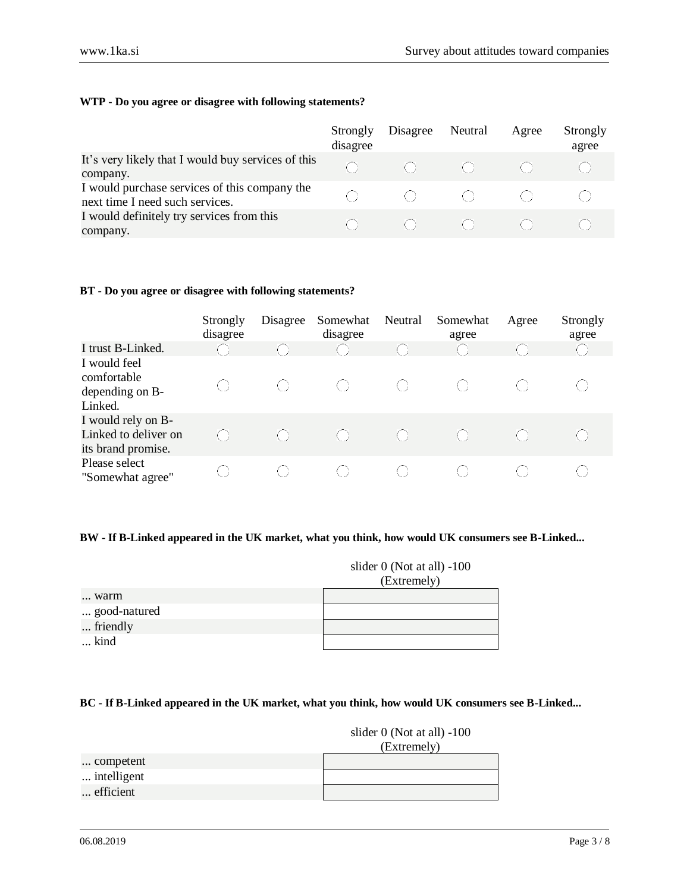**WTP - Do you agree or disagree with following statements?**

| | Strongly disagree | Disagree | Neutral | Agree | Strongly agree |
|---|---|---|---|---|---|
| It's very likely that I would buy services of this company. | ◯ | ◯ | ◯ | ◯ | ◯ |
| I would purchase services of this company the next time I need such services. | ◯ | ◯ | ◯ | ◯ | ◯ |
| I would definitely try services from this company. | ◯ | ◯ | ◯ | ◯ | ◯ |

**BT - Do you agree or disagree with following statements?**

| | Strongly disagree | Disagree | Somewhat disagree | Neutral | Somewhat agree | Agree | Strongly agree |
|---|---|---|---|---|---|---|---|
| I trust B-Linked. | ◯ | ◯ | ◯ | ◯ | ◯ | ◯ | ◯ |
| I would feel comfortable depending on B-Linked. | ◯ | ◯ | ◯ | ◯ | ◯ | ◯ | ◯ |
| I would rely on B-Linked to deliver on its brand promise. | ◯ | ◯ | ◯ | ◯ | ◯ | ◯ | ◯ |
| Please select "Somewhat agree" | ◯ | ◯ | ◯ | ◯ | ◯ | ◯ | ◯ |

**BW - If B-Linked appeared in the UK market, what you think, how would UK consumers see B-Linked...**

| | slider 0 (Not at all) -100 (Extremely) |
|---|---|
| ... warm | |
| ... good-natured | |
| ... friendly | |
| ... kind | |

**BC - If B-Linked appeared in the UK market, what you think, how would UK consumers see B-Linked...**

| | slider 0 (Not at all) -100 (Extremely) |
|---|---|
| ... competent | |
| ... intelligent | |
| ... efficient | |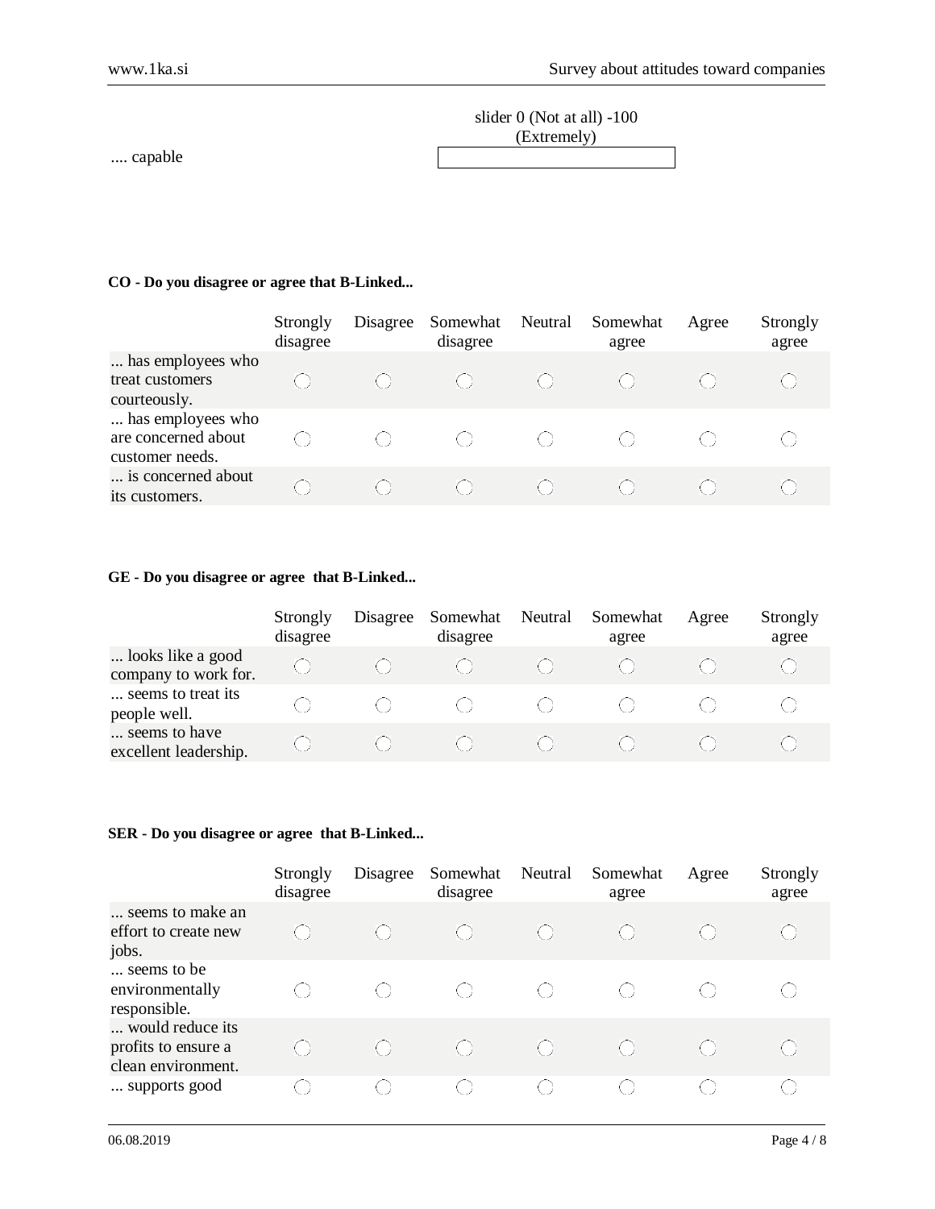| | slider 0 (Not at all) -100 (Extremely) |
|---|---|
| .... capable | |

**CO - Do you disagree or agree that B-Linked...**

| | Strongly disagree | Disagree | Somewhat disagree | Neutral | Somewhat agree | Agree | Strongly agree |
|---|---|---|---|---|---|---|---|
| ... has employees who treat customers courteously. | ◯ | ◯ | ◯ | ◯ | ◯ | ◯ | ◯ |
| ... has employees who are concerned about customer needs. | ◯ | ◯ | ◯ | ◯ | ◯ | ◯ | ◯ |
| ... is concerned about its customers. | ◯ | ◯ | ◯ | ◯ | ◯ | ◯ | ◯ |

**GE - Do you disagree or agree that B-Linked...**

| | Strongly disagree | Disagree | Somewhat disagree | Neutral | Somewhat agree | Agree | Strongly agree |
|---|---|---|---|---|---|---|---|
| ... looks like a good company to work for. | ◯ | ◯ | ◯ | ◯ | ◯ | ◯ | ◯ |
| ... seems to treat its people well. | ◯ | ◯ | ◯ | ◯ | ◯ | ◯ | ◯ |
| ... seems to have excellent leadership. | ◯ | ◯ | ◯ | ◯ | ◯ | ◯ | ◯ |

**SER - Do you disagree or agree that B-Linked...**

| | Strongly disagree | Disagree | Somewhat disagree | Neutral | Somewhat agree | Agree | Strongly agree |
|---|---|---|---|---|---|---|---|
| ... seems to make an effort to create new jobs. | ◯ | ◯ | ◯ | ◯ | ◯ | ◯ | ◯ |
| ... seems to be environmentally responsible. | ◯ | ◯ | ◯ | ◯ | ◯ | ◯ | ◯ |
| ... would reduce its profits to ensure a clean environment. | ◯ | ◯ | ◯ | ◯ | ◯ | ◯ | ◯ |
| ... supports good | ◯ | ◯ | ◯ | ◯ | ◯ | ◯ | ◯ |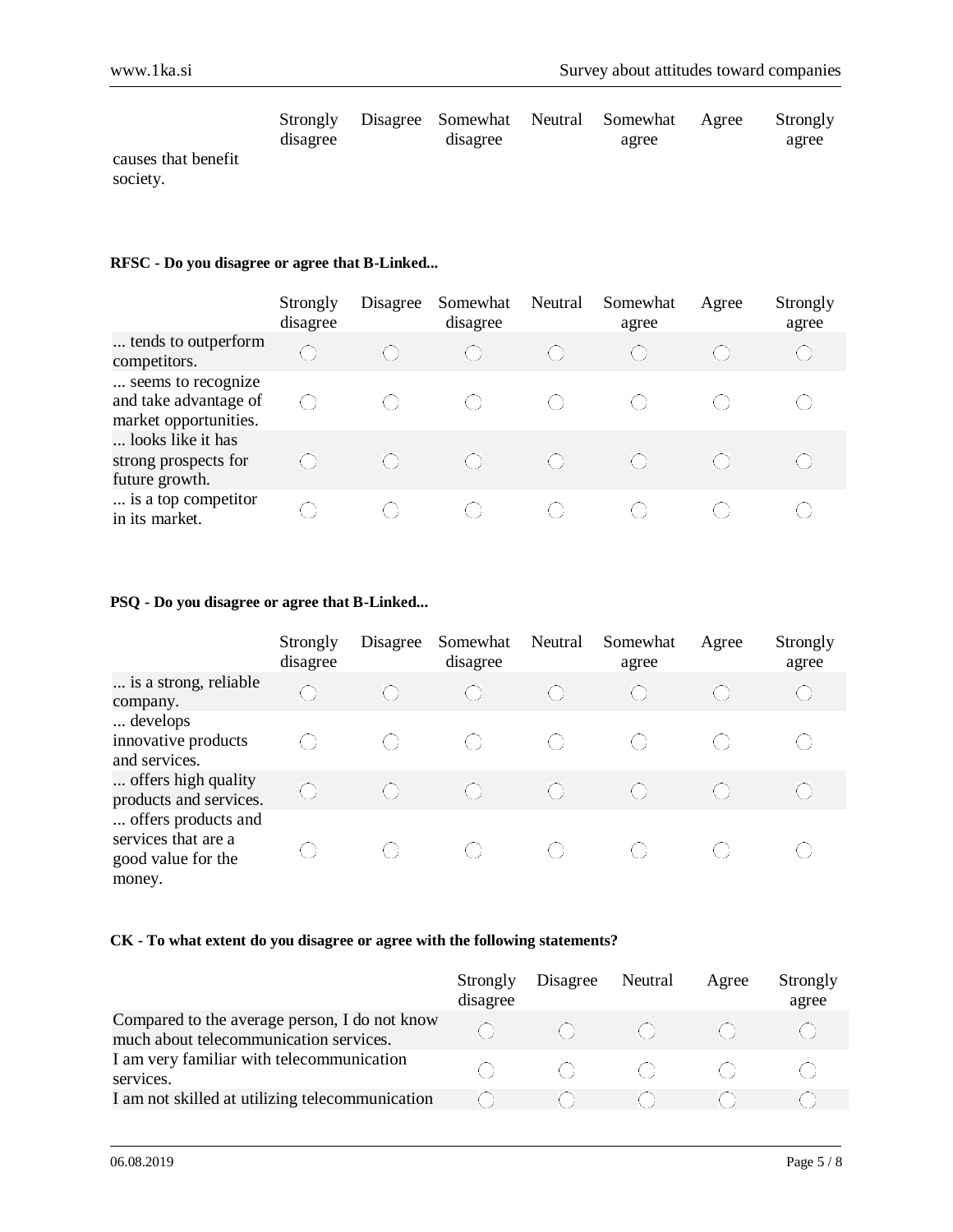| | Strongly disagree | Disagree | Somewhat disagree | Neutral | Somewhat agree | Agree | Strongly agree |
|---|---|---|---|---|---|---|---|
| causes that benefit society. | | | | | | | |

**RFSC - Do you disagree or agree that B-Linked...**

| | Strongly disagree | Disagree | Somewhat disagree | Neutral | Somewhat agree | Agree | Strongly agree |
|---|---|---|---|---|---|---|---|
| ... tends to outperform competitors. | ◯ | ◯ | ◯ | ◯ | ◯ | ◯ | ◯ |
| ... seems to recognize and take advantage of market opportunities. | ◯ | ◯ | ◯ | ◯ | ◯ | ◯ | ◯ |
| ... looks like it has strong prospects for future growth. | ◯ | ◯ | ◯ | ◯ | ◯ | ◯ | ◯ |
| ... is a top competitor in its market. | ◯ | ◯ | ◯ | ◯ | ◯ | ◯ | ◯ |

**PSQ - Do you disagree or agree that B-Linked...**

| | Strongly disagree | Disagree | Somewhat disagree | Neutral | Somewhat agree | Agree | Strongly agree |
|---|---|---|---|---|---|---|---|
| ... is a strong, reliable company. | ◯ | ◯ | ◯ | ◯ | ◯ | ◯ | ◯ |
| ... develops innovative products and services. | ◯ | ◯ | ◯ | ◯ | ◯ | ◯ | ◯ |
| ... offers high quality products and services. | ◯ | ◯ | ◯ | ◯ | ◯ | ◯ | ◯ |
| ... offers products and services that are a good value for the money. | ◯ | ◯ | ◯ | ◯ | ◯ | ◯ | ◯ |

**CK - To what extent do you disagree or agree with the following statements?**

| | Strongly disagree | Disagree | Neutral | Agree | Strongly agree |
|---|---|---|---|---|---|
| Compared to the average person, I do not know much about telecommunication services. | ◯ | ◯ | ◯ | ◯ | ◯ |
| I am very familiar with telecommunication services. | ◯ | ◯ | ◯ | ◯ | ◯ |
| I am not skilled at utilizing telecommunication | ◯ | ◯ | ◯ | ◯ | ◯ |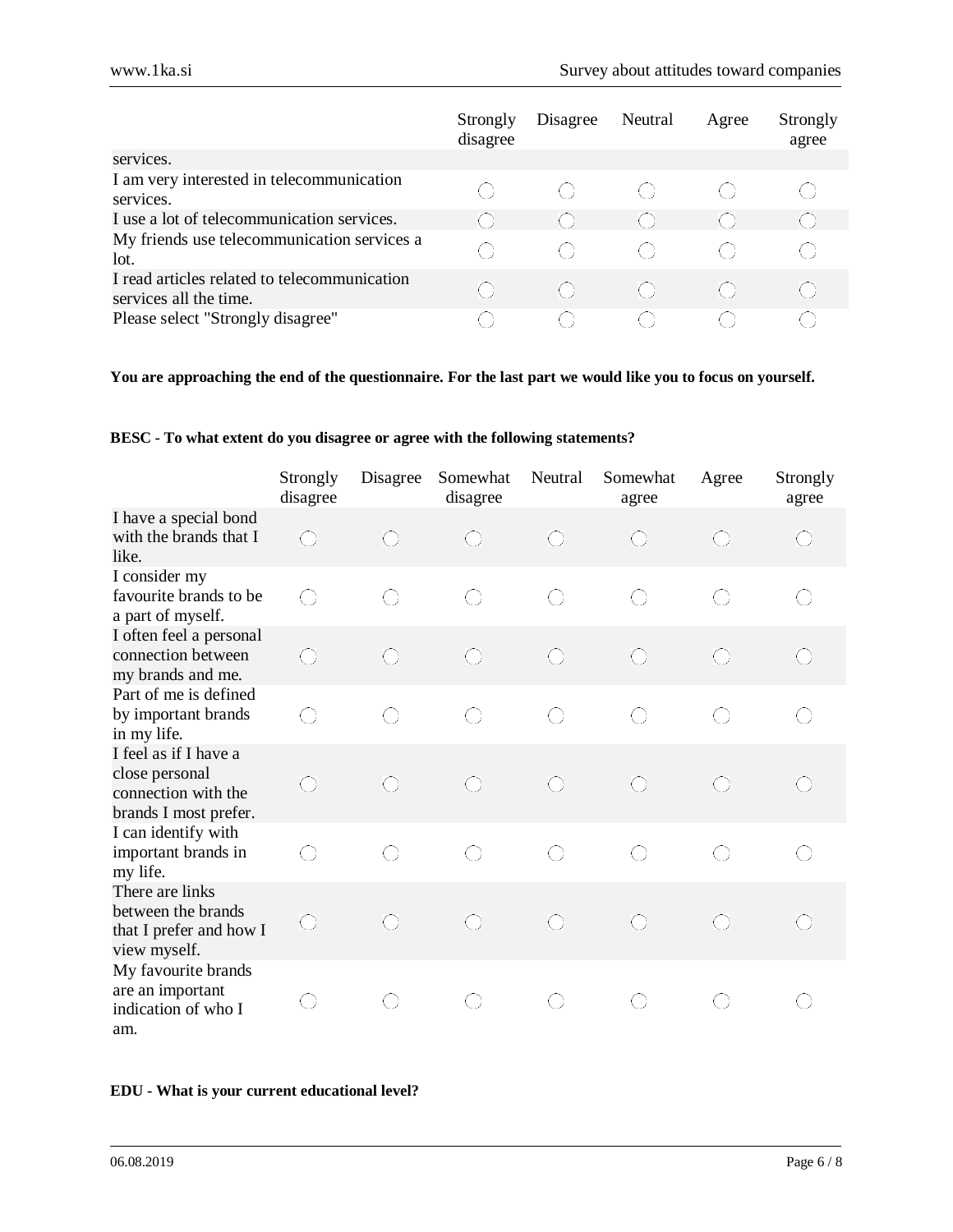| | Strongly disagree | Disagree | Neutral | Agree | Strongly agree |
|---|---|---|---|---|---|
| services. | | | | | |
| I am very interested in telecommunication services. | ◯ | ◯ | ◯ | ◯ | ◯ |
| I use a lot of telecommunication services. | ◯ | ◯ | ◯ | ◯ | ◯ |
| My friends use telecommunication services a lot. | ◯ | ◯ | ◯ | ◯ | ◯ |
| I read articles related to telecommunication services all the time. | ◯ | ◯ | ◯ | ◯ | ◯ |
| Please select "Strongly disagree" | ◯ | ◯ | ◯ | ◯ | ◯ |

**You are approaching the end of the questionnaire. For the last part we would like you to focus on yourself.**

**BESC - To what extent do you disagree or agree with the following statements?**

| | Strongly disagree | Disagree | Somewhat disagree | Neutral | Somewhat agree | Agree | Strongly agree |
|---|---|---|---|---|---|---|---|
| I have a special bond with the brands that I like. | ◯ | ◯ | ◯ | ◯ | ◯ | ◯ | ◯ |
| I consider my favourite brands to be a part of myself. | ◯ | ◯ | ◯ | ◯ | ◯ | ◯ | ◯ |
| I often feel a personal connection between my brands and me. | ◯ | ◯ | ◯ | ◯ | ◯ | ◯ | ◯ |
| Part of me is defined by important brands in my life. | ◯ | ◯ | ◯ | ◯ | ◯ | ◯ | ◯ |
| I feel as if I have a close personal connection with the brands I most prefer. | ◯ | ◯ | ◯ | ◯ | ◯ | ◯ | ◯ |
| I can identify with important brands in my life. | ◯ | ◯ | ◯ | ◯ | ◯ | ◯ | ◯ |
| There are links between the brands that I prefer and how I view myself. | ◯ | ◯ | ◯ | ◯ | ◯ | ◯ | ◯ |
| My favourite brands are an important indication of who I am. | ◯ | ◯ | ◯ | ◯ | ◯ | ◯ | ◯ |

**EDU - What is your current educational level?**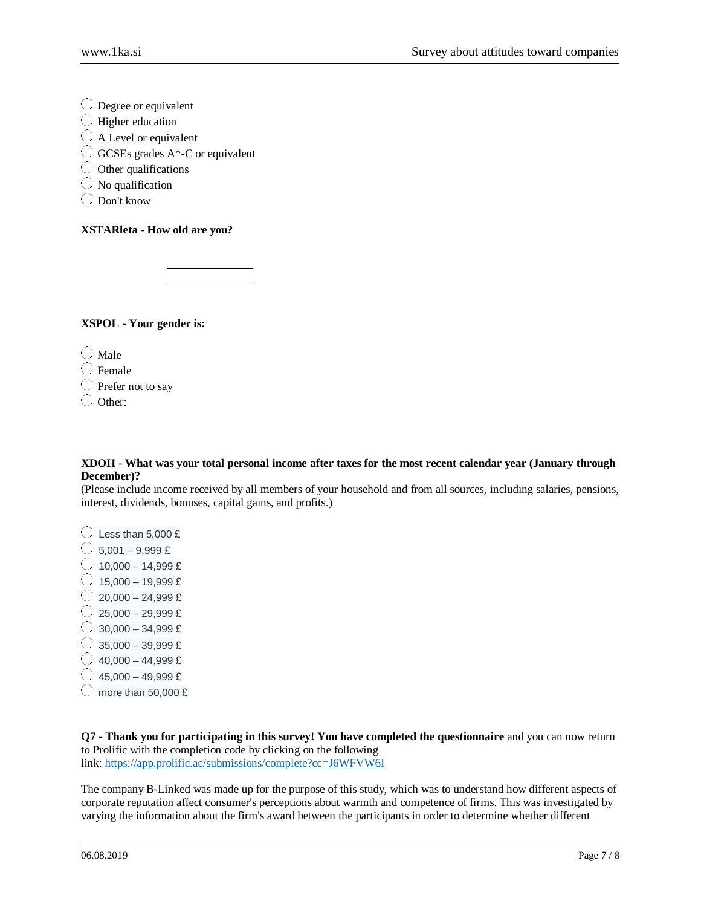- Degree or equivalent
- Higher education
- A Level or equivalent
- GCSEs grades A*-C or equivalent
- Other qualifications
- No qualification
- Don't know

**XSTARleta - How old are you?**

**XSPOL - Your gender is:**

- Male
- Female
- Prefer not to say
- Other:

**XDOH - What was your total personal income after taxes for the most recent calendar year (January through December)?**
(Please include income received by all members of your household and from all sources, including salaries, pensions, interest, dividends, bonuses, capital gains, and profits.)

- Less than 5,000 £
- 5,001 – 9,999 £
- 10,000 – 14,999 £
- 15,000 – 19,999 £
- 20,000 – 24,999 £
- 25,000 – 29,999 £
- 30,000 – 34,999 £
- 35,000 – 39,999 £
- 40,000 – 44,999 £
- 45,000 – 49,999 £
- more than 50,000 £

**Q7 - Thank you for participating in this survey! You have completed the questionnaire** and you can now return to Prolific with the completion code by clicking on the following link: https://app.prolific.ac/submissions/complete?cc=J6WFVW6I

The company B-Linked was made up for the purpose of this study, which was to understand how different aspects of corporate reputation affect consumer's perceptions about warmth and competence of firms. This was investigated by varying the information about the firm's award between the participants in order to determine whether different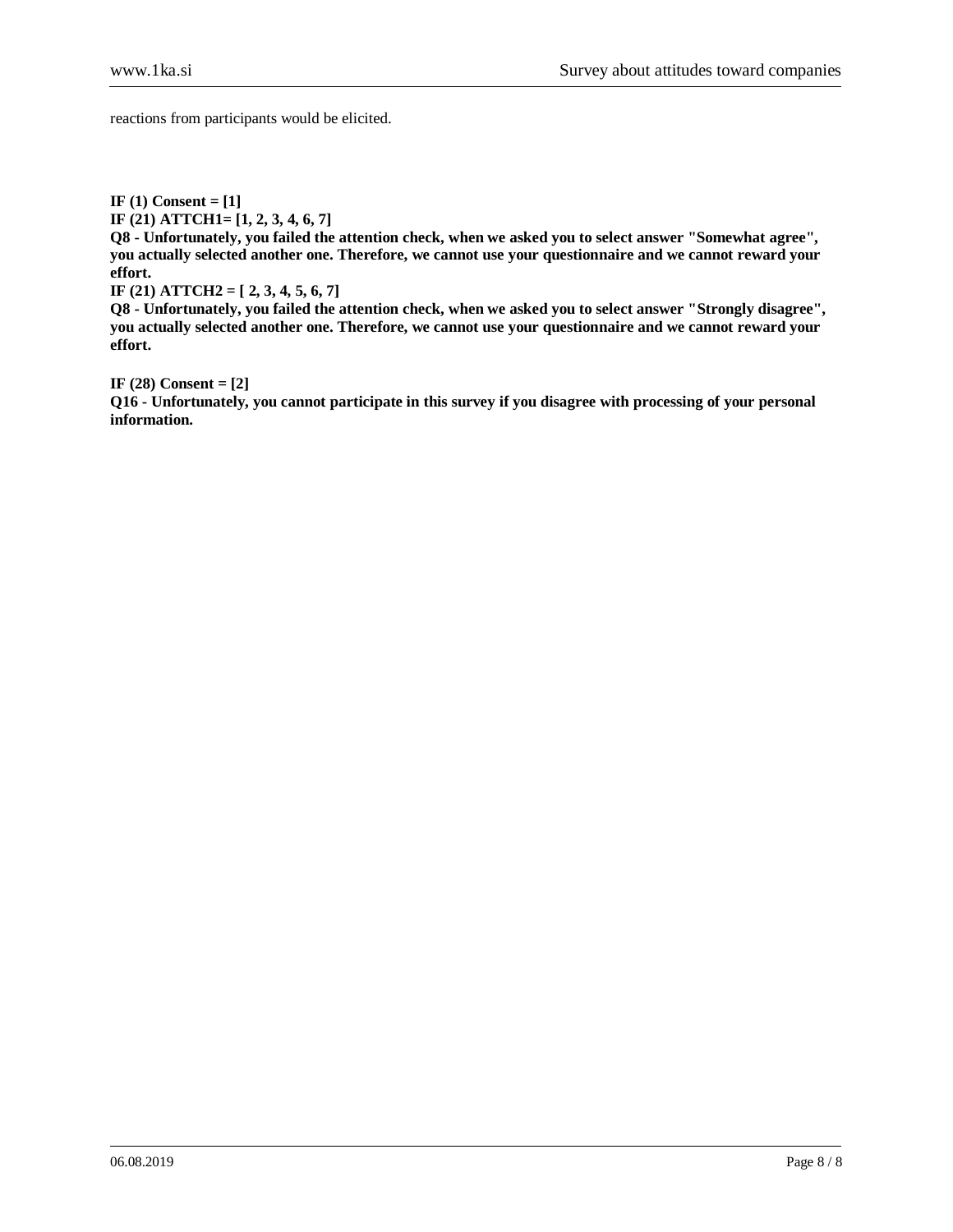reactions from participants would be elicited.

**IF (1) Consent = [1]**
**IF (21) ATTCH1= [1, 2, 3, 4, 6, 7]**
**Q8 - Unfortunately, you failed the attention check, when we asked you to select answer "Somewhat agree", you actually selected another one. Therefore, we cannot use your questionnaire and we cannot reward your effort.**
**IF (21) ATTCH2 = [ 2, 3, 4, 5, 6, 7]**
**Q8 - Unfortunately, you failed the attention check, when we asked you to select answer "Strongly disagree", you actually selected another one. Therefore, we cannot use your questionnaire and we cannot reward your effort.**

**IF (28) Consent = [2]**
**Q16 - Unfortunately, you cannot participate in this survey if you disagree with processing of your personal information.**